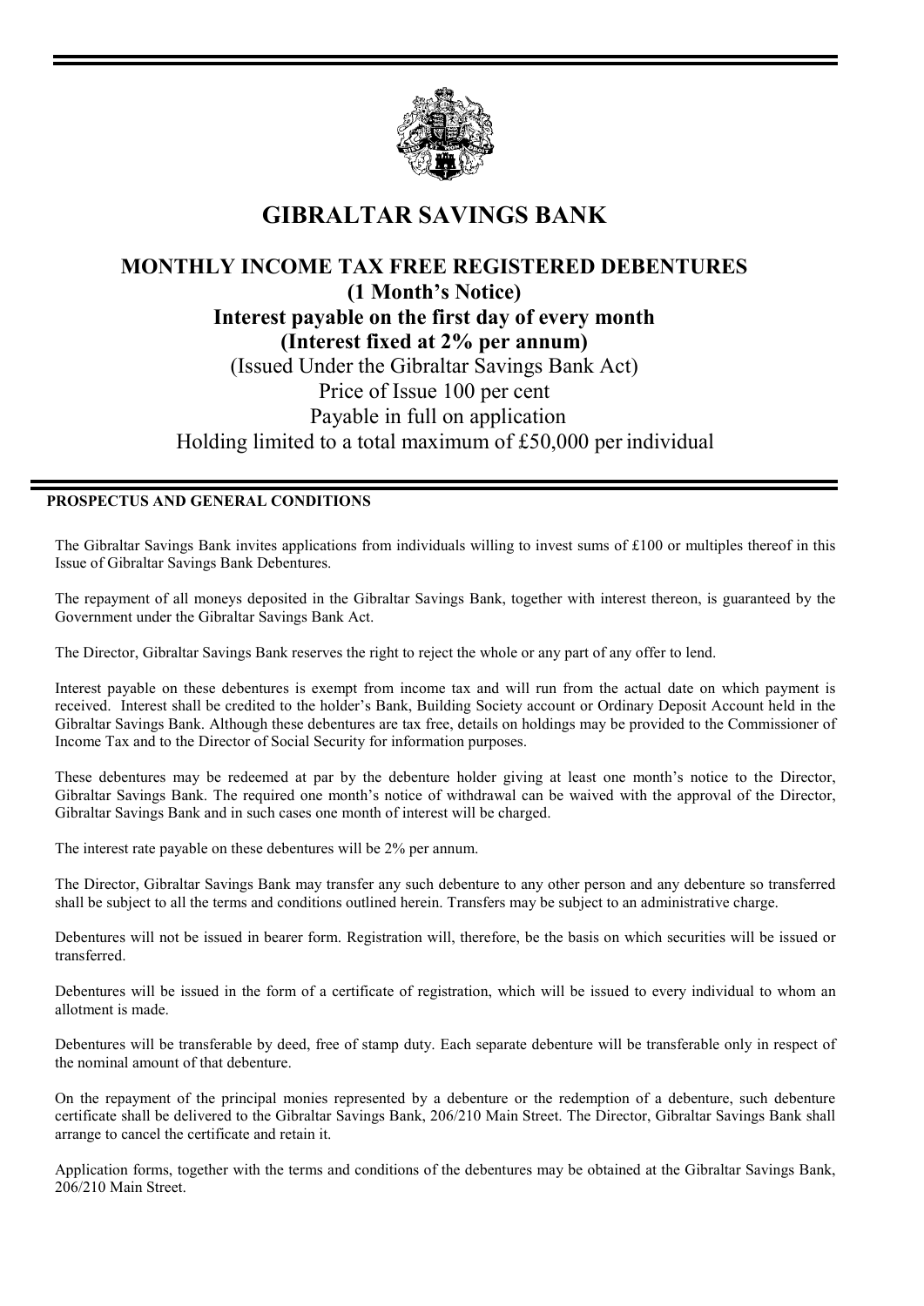# GIBRALTAR SAVINGS BANK

## MONTHLY INCOME TAX FREE REGISTERED DEBENTURES

**(1 Month's Notice)**

**Interest payable on the first day of every month**

**(Interest fixed at 2% per annum)**

(Issued Under the Gibraltar Savings Bank Act)

Price of Issue 100 per cent

Payable in full on application

Holding limited to a total maximum of £50,000 per individual

---

**PROSPECTUS AND GENERAL CONDITIONS**

The Gibraltar Savings Bank invites applications from individuals willing to invest sums of £100 or multiples thereof in this Issue of Gibraltar Savings Bank Debentures.

The repayment of all moneys deposited in the Gibraltar Savings Bank, together with interest thereon, is guaranteed by the Government under the Gibraltar Savings Bank Act.

The Director, Gibraltar Savings Bank reserves the right to reject the whole or any part of any offer to lend.

Interest payable on these debentures is exempt from income tax and will run from the actual date on which payment is received. Interest shall be credited to the holder's Bank, Building Society account or Ordinary Deposit Account held in the Gibraltar Savings Bank. Although these debentures are tax free, details on holdings may be provided to the Commissioner of Income Tax and to the Director of Social Security for information purposes.

These debentures may be redeemed at par by the debenture holder giving at least one month's notice to the Director, Gibraltar Savings Bank. The required one month's notice of withdrawal can be waived with the approval of the Director, Gibraltar Savings Bank and in such cases one month of interest will be charged.

The interest rate payable on these debentures will be 2% per annum.

The Director, Gibraltar Savings Bank may transfer any such debenture to any other person and any debenture so transferred shall be subject to all the terms and conditions outlined herein. Transfers may be subject to an administrative charge.

Debentures will not be issued in bearer form. Registration will, therefore, be the basis on which securities will be issued or transferred.

Debentures will be issued in the form of a certificate of registration, which will be issued to every individual to whom an allotment is made.

Debentures will be transferable by deed, free of stamp duty. Each separate debenture will be transferable only in respect of the nominal amount of that debenture.

On the repayment of the principal monies represented by a debenture or the redemption of a debenture, such debenture certificate shall be delivered to the Gibraltar Savings Bank, 206/210 Main Street. The Director, Gibraltar Savings Bank shall arrange to cancel the certificate and retain it.

Application forms, together with the terms and conditions of the debentures may be obtained at the Gibraltar Savings Bank, 206/210 Main Street.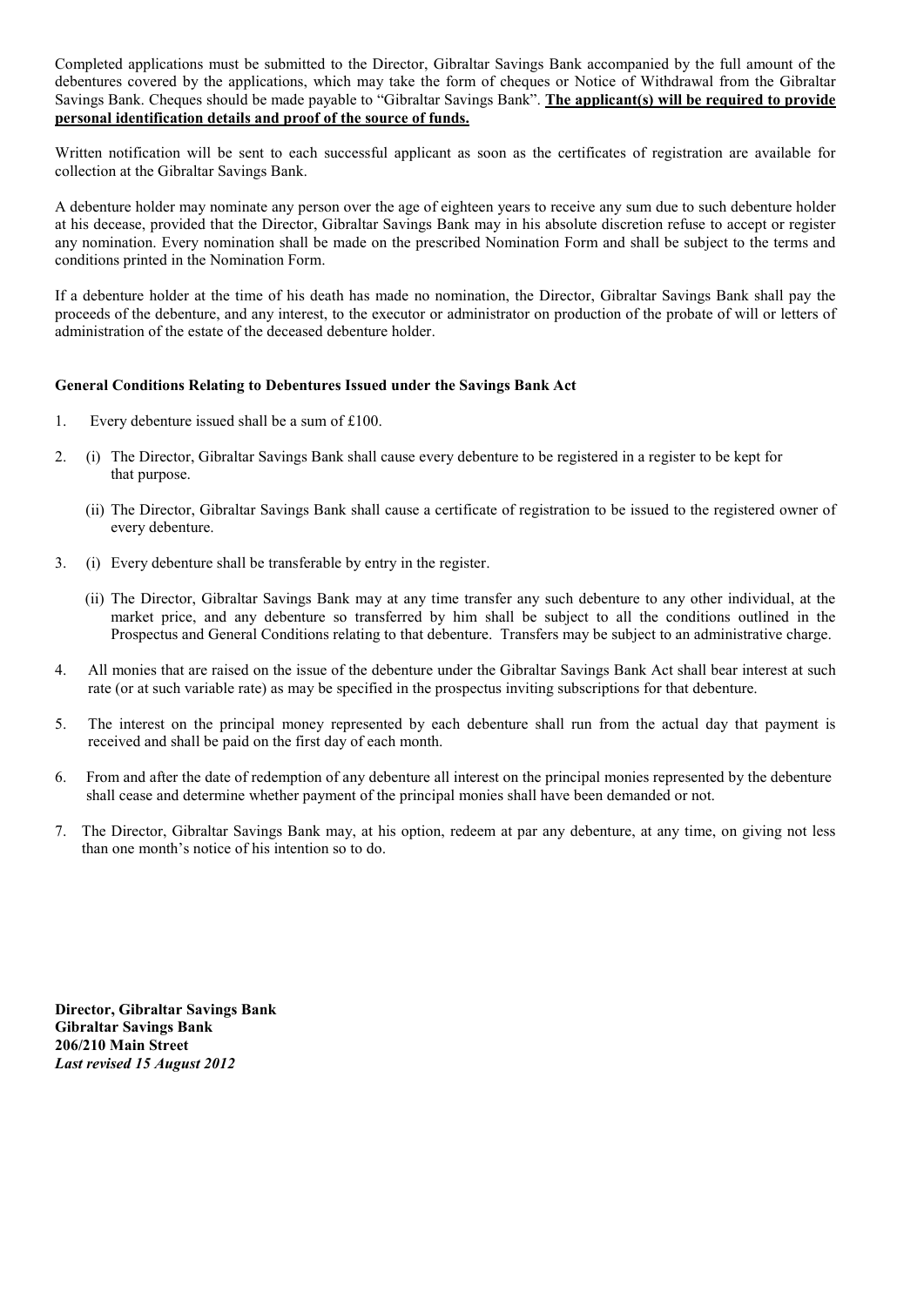Completed applications must be submitted to the Director, Gibraltar Savings Bank accompanied by the full amount of the debentures covered by the applications, which may take the form of cheques or Notice of Withdrawal from the Gibraltar Savings Bank. Cheques should be made payable to "Gibraltar Savings Bank". **The applicant(s) will be required to provide personal identification details and proof of the source of funds.**

Written notification will be sent to each successful applicant as soon as the certificates of registration are available for collection at the Gibraltar Savings Bank.

A debenture holder may nominate any person over the age of eighteen years to receive any sum due to such debenture holder at his decease, provided that the Director, Gibraltar Savings Bank may in his absolute discretion refuse to accept or register any nomination. Every nomination shall be made on the prescribed Nomination Form and shall be subject to the terms and conditions printed in the Nomination Form.

If a debenture holder at the time of his death has made no nomination, the Director, Gibraltar Savings Bank shall pay the proceeds of the debenture, and any interest, to the executor or administrator on production of the probate of will or letters of administration of the estate of the deceased debenture holder.

**General Conditions Relating to Debentures Issued under the Savings Bank Act**

1. Every debenture issued shall be a sum of £100.
2. (i) The Director, Gibraltar Savings Bank shall cause every debenture to be registered in a register to be kept for that purpose.

   (ii) The Director, Gibraltar Savings Bank shall cause a certificate of registration to be issued to the registered owner of every debenture.
3. (i) Every debenture shall be transferable by entry in the register.

   (ii) The Director, Gibraltar Savings Bank may at any time transfer any such debenture to any other individual, at the market price, and any debenture so transferred by him shall be subject to all the conditions outlined in the Prospectus and General Conditions relating to that debenture. Transfers may be subject to an administrative charge.
4. All monies that are raised on the issue of the debenture under the Gibraltar Savings Bank Act shall bear interest at such rate (or at such variable rate) as may be specified in the prospectus inviting subscriptions for that debenture.
5. The interest on the principal money represented by each debenture shall run from the actual day that payment is received and shall be paid on the first day of each month.
6. From and after the date of redemption of any debenture all interest on the principal monies represented by the debenture shall cease and determine whether payment of the principal monies shall have been demanded or not.
7. The Director, Gibraltar Savings Bank may, at his option, redeem at par any debenture, at any time, on giving not less than one month's notice of his intention so to do.

**Director, Gibraltar Savings Bank**
**Gibraltar Savings Bank**
**206/210 Main Street**
***Last revised 15 August 2012***